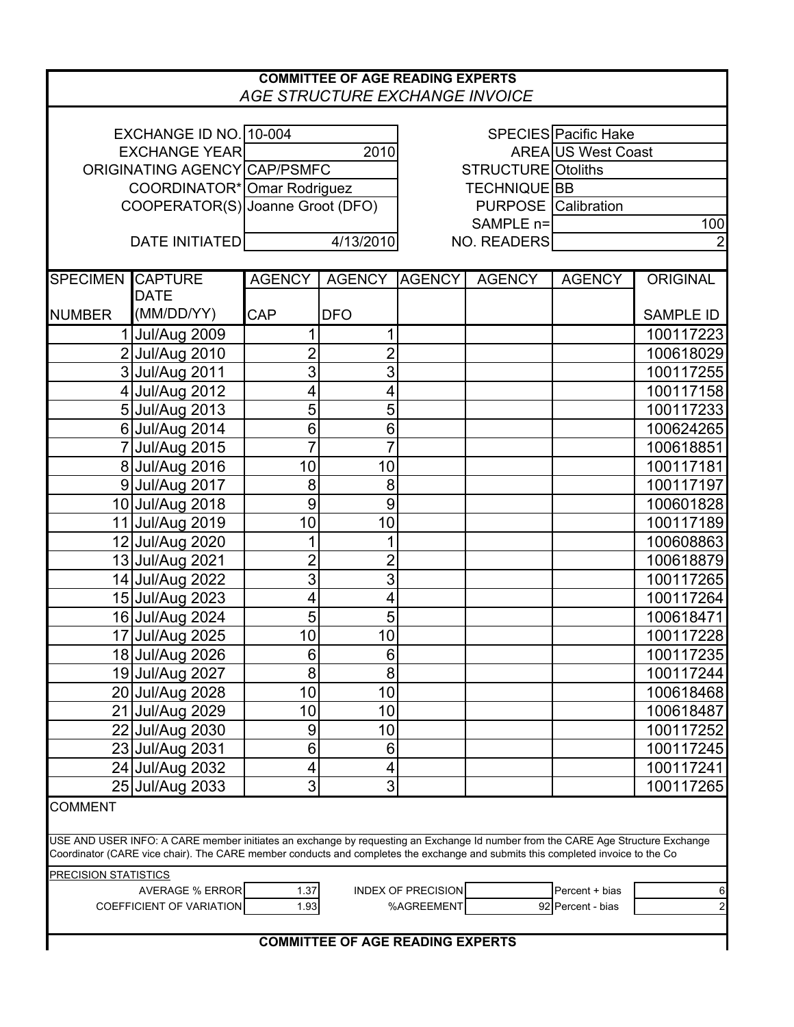# COMMITTEE OF AGE READING EXPERTS

## *AGE STRUCTURE EXCHANGE INVOICE*

| | | | |
|---|---|---|---|
| EXCHANGE ID NO. | 10-004 | SPECIES | Pacific Hake |
| EXCHANGE YEAR | 2010 | AREA | US West Coast |
| ORIGINATING AGENCY | CAP/PSMFC | STRUCTURE | Otoliths |
| COORDINATOR* | Omar Rodriguez | TECHNIQUE | BB |
| COOPERATOR(S) | Joanne Groot (DFO) | PURPOSE | Calibration |
| | | SAMPLE n= | 100 |
| DATE INITIATED | 4/13/2010 | NO. READERS | 2 |

| SPECIMEN NUMBER | CAPTURE DATE (MM/DD/YY) | AGENCY CAP | AGENCY DFO | AGENCY | AGENCY | AGENCY | ORIGINAL SAMPLE ID |
|---|---|---|---|---|---|---|---|
| 1 | Jul/Aug 2009 | 1 | 1 | | | | 100117223 |
| 2 | Jul/Aug 2010 | 2 | 2 | | | | 100618029 |
| 3 | Jul/Aug 2011 | 3 | 3 | | | | 100117255 |
| 4 | Jul/Aug 2012 | 4 | 4 | | | | 100117158 |
| 5 | Jul/Aug 2013 | 5 | 5 | | | | 100117233 |
| 6 | Jul/Aug 2014 | 6 | 6 | | | | 100624265 |
| 7 | Jul/Aug 2015 | 7 | 7 | | | | 100618851 |
| 8 | Jul/Aug 2016 | 10 | 10 | | | | 100117181 |
| 9 | Jul/Aug 2017 | 8 | 8 | | | | 100117197 |
| 10 | Jul/Aug 2018 | 9 | 9 | | | | 100601828 |
| 11 | Jul/Aug 2019 | 10 | 10 | | | | 100117189 |
| 12 | Jul/Aug 2020 | 1 | 1 | | | | 100608863 |
| 13 | Jul/Aug 2021 | 2 | 2 | | | | 100618879 |
| 14 | Jul/Aug 2022 | 3 | 3 | | | | 100117265 |
| 15 | Jul/Aug 2023 | 4 | 4 | | | | 100117264 |
| 16 | Jul/Aug 2024 | 5 | 5 | | | | 100618471 |
| 17 | Jul/Aug 2025 | 10 | 10 | | | | 100117228 |
| 18 | Jul/Aug 2026 | 6 | 6 | | | | 100117235 |
| 19 | Jul/Aug 2027 | 8 | 8 | | | | 100117244 |
| 20 | Jul/Aug 2028 | 10 | 10 | | | | 100618468 |
| 21 | Jul/Aug 2029 | 10 | 10 | | | | 100618487 |
| 22 | Jul/Aug 2030 | 9 | 10 | | | | 100117252 |
| 23 | Jul/Aug 2031 | 6 | 6 | | | | 100117245 |
| 24 | Jul/Aug 2032 | 4 | 4 | | | | 100117241 |
| 25 | Jul/Aug 2033 | 3 | 3 | | | | 100117265 |

COMMENT

USE AND USER INFO: A CARE member initiates an exchange by requesting an Exchange Id number from the CARE Age Structure Exchange Coordinator (CARE vice chair). The CARE member conducts and completes the exchange and submits this completed invoice to the Co

PRECISION STATISTICS

| | | | | | |
|---|---|---|---|---|---|
| AVERAGE % ERROR | 1.37 | INDEX OF PRECISION | | Percent + bias | 6 |
| COEFFICIENT OF VARIATION | 1.93 | %AGREEMENT | 92 | Percent - bias | 2 |

**COMMITTEE OF AGE READING EXPERTS**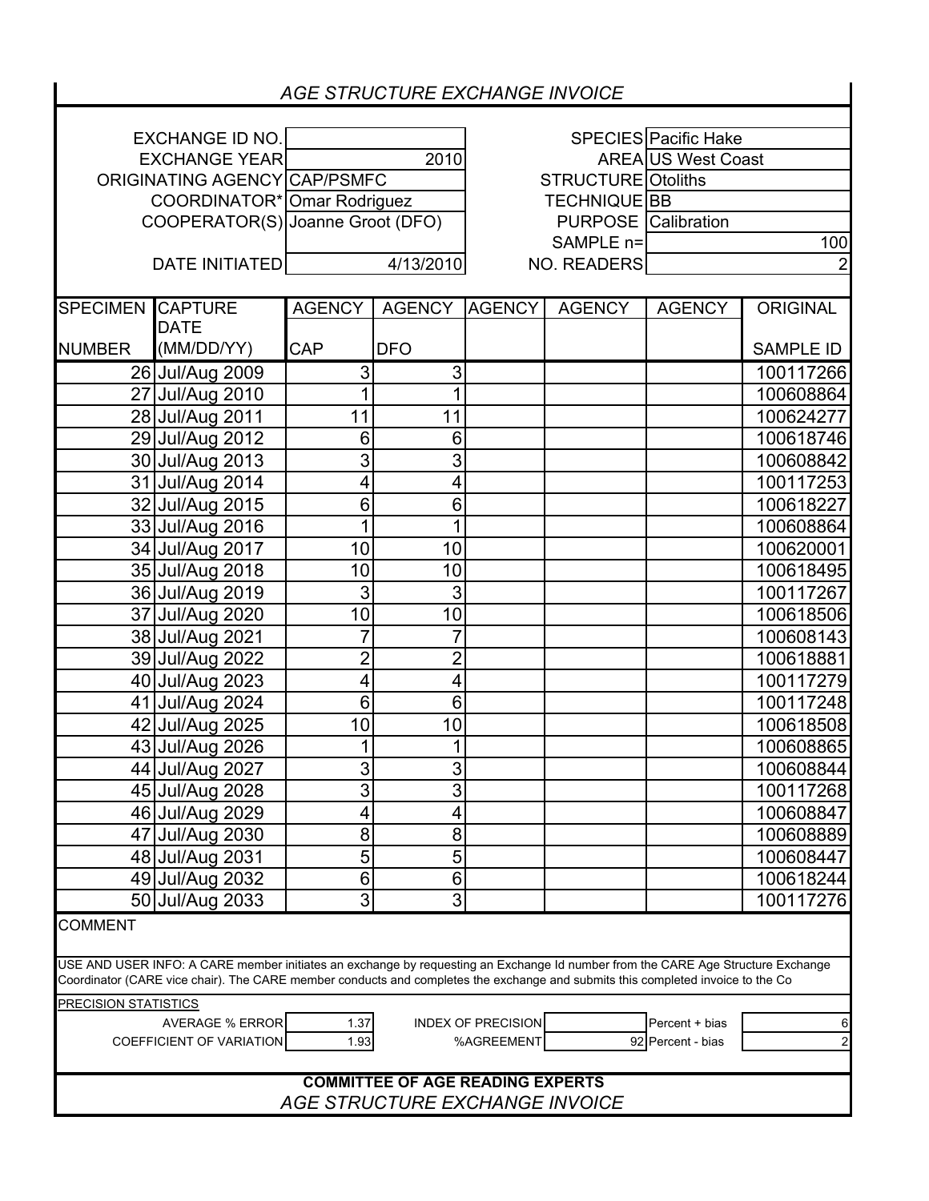# *AGE STRUCTURE EXCHANGE INVOICE*

| | | | |
|---|---|---|---|
| EXCHANGE ID NO. | | SPECIES | Pacific Hake |
| EXCHANGE YEAR | 2010 | AREA | US West Coast |
| ORIGINATING AGENCY | CAP/PSMFC | STRUCTURE | Otoliths |
| COORDINATOR* | Omar Rodriguez | TECHNIQUE | BB |
| COOPERATOR(S) | Joanne Groot (DFO) | PURPOSE | Calibration |
| | | SAMPLE n= | 100 |
| DATE INITIATED | 4/13/2010 | NO. READERS | 2 |

| SPECIMEN NUMBER | CAPTURE DATE (MM/DD/YY) | AGENCY CAP | AGENCY DFO | AGENCY | AGENCY | AGENCY | ORIGINAL SAMPLE ID |
|---|---|---|---|---|---|---|---|
| 26 | Jul/Aug 2009 | 3 | 3 | | | | 100117266 |
| 27 | Jul/Aug 2010 | 1 | 1 | | | | 100608864 |
| 28 | Jul/Aug 2011 | 11 | 11 | | | | 100624277 |
| 29 | Jul/Aug 2012 | 6 | 6 | | | | 100618746 |
| 30 | Jul/Aug 2013 | 3 | 3 | | | | 100608842 |
| 31 | Jul/Aug 2014 | 4 | 4 | | | | 100117253 |
| 32 | Jul/Aug 2015 | 6 | 6 | | | | 100618227 |
| 33 | Jul/Aug 2016 | 1 | 1 | | | | 100608864 |
| 34 | Jul/Aug 2017 | 10 | 10 | | | | 100620001 |
| 35 | Jul/Aug 2018 | 10 | 10 | | | | 100618495 |
| 36 | Jul/Aug 2019 | 3 | 3 | | | | 100117267 |
| 37 | Jul/Aug 2020 | 10 | 10 | | | | 100618506 |
| 38 | Jul/Aug 2021 | 7 | 7 | | | | 100608143 |
| 39 | Jul/Aug 2022 | 2 | 2 | | | | 100618881 |
| 40 | Jul/Aug 2023 | 4 | 4 | | | | 100117279 |
| 41 | Jul/Aug 2024 | 6 | 6 | | | | 100117248 |
| 42 | Jul/Aug 2025 | 10 | 10 | | | | 100618508 |
| 43 | Jul/Aug 2026 | 1 | 1 | | | | 100608865 |
| 44 | Jul/Aug 2027 | 3 | 3 | | | | 100608844 |
| 45 | Jul/Aug 2028 | 3 | 3 | | | | 100117268 |
| 46 | Jul/Aug 2029 | 4 | 4 | | | | 100608847 |
| 47 | Jul/Aug 2030 | 8 | 8 | | | | 100608889 |
| 48 | Jul/Aug 2031 | 5 | 5 | | | | 100608447 |
| 49 | Jul/Aug 2032 | 6 | 6 | | | | 100618244 |
| 50 | Jul/Aug 2033 | 3 | 3 | | | | 100117276 |

COMMENT

USE AND USER INFO: A CARE member initiates an exchange by requesting an Exchange Id number from the CARE Age Structure Exchange Coordinator (CARE vice chair). The CARE member conducts and completes the exchange and submits this completed invoice to the Co

PRECISION STATISTICS

| | | | | | |
|---|---|---|---|---|---|
| AVERAGE % ERROR | 1.37 | INDEX OF PRECISION | | Percent + bias | 6 |
| COEFFICIENT OF VARIATION | 1.93 | %AGREEMENT | 92 | Percent - bias | 2 |

**COMMITTEE OF AGE READING EXPERTS**

*AGE STRUCTURE EXCHANGE INVOICE*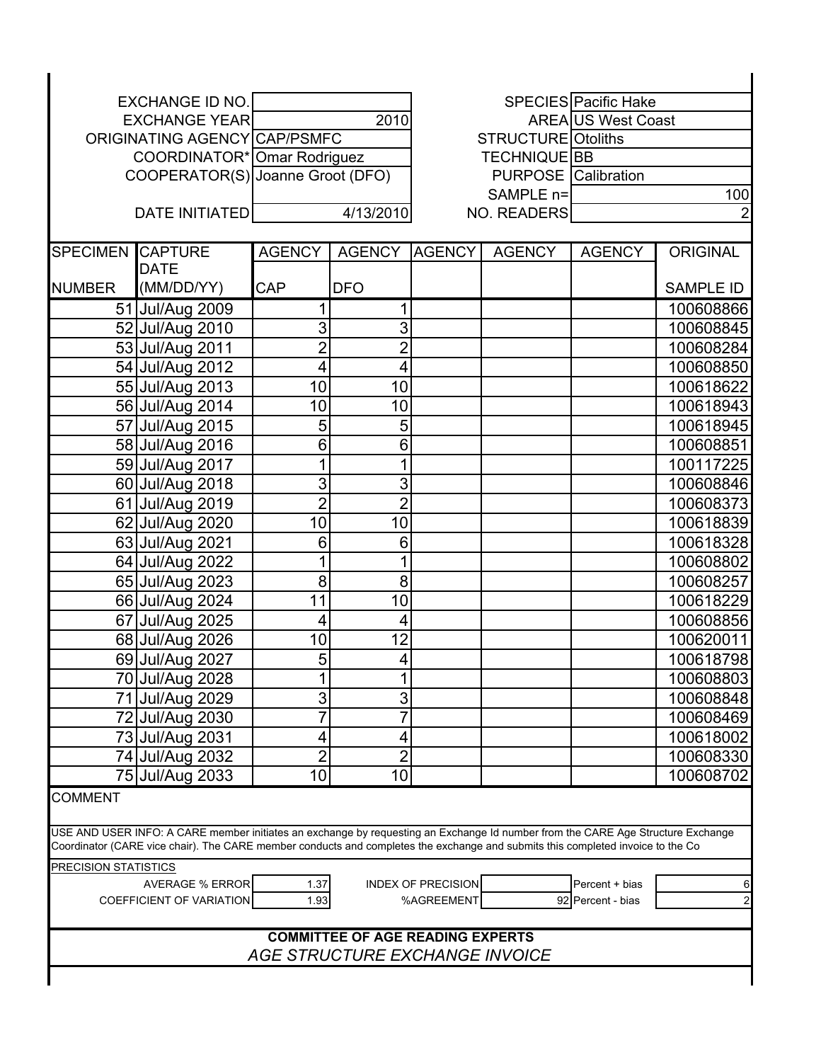| | | | |
|---|---|---|---|
| EXCHANGE ID NO. | | SPECIES | Pacific Hake |
| EXCHANGE YEAR | 2010 | AREA | US West Coast |
| ORIGINATING AGENCY | CAP/PSMFC | STRUCTURE | Otoliths |
| COORDINATOR* | Omar Rodriguez | TECHNIQUE | BB |
| COOPERATOR(S) | Joanne Groot (DFO) | PURPOSE | Calibration |
| | | SAMPLE n= | 100 |
| DATE INITIATED | 4/13/2010 | NO. READERS | 2 |

| SPECIMEN NUMBER | CAPTURE DATE (MM/DD/YY) | AGENCY CAP | AGENCY DFO | AGENCY | AGENCY | AGENCY | ORIGINAL SAMPLE ID |
|---|---|---|---|---|---|---|---|
| 51 | Jul/Aug 2009 | 1 | 1 | | | | 100608866 |
| 52 | Jul/Aug 2010 | 3 | 3 | | | | 100608845 |
| 53 | Jul/Aug 2011 | 2 | 2 | | | | 100608284 |
| 54 | Jul/Aug 2012 | 4 | 4 | | | | 100608850 |
| 55 | Jul/Aug 2013 | 10 | 10 | | | | 100618622 |
| 56 | Jul/Aug 2014 | 10 | 10 | | | | 100618943 |
| 57 | Jul/Aug 2015 | 5 | 5 | | | | 100618945 |
| 58 | Jul/Aug 2016 | 6 | 6 | | | | 100608851 |
| 59 | Jul/Aug 2017 | 1 | 1 | | | | 100117225 |
| 60 | Jul/Aug 2018 | 3 | 3 | | | | 100608846 |
| 61 | Jul/Aug 2019 | 2 | 2 | | | | 100608373 |
| 62 | Jul/Aug 2020 | 10 | 10 | | | | 100618839 |
| 63 | Jul/Aug 2021 | 6 | 6 | | | | 100618328 |
| 64 | Jul/Aug 2022 | 1 | 1 | | | | 100608802 |
| 65 | Jul/Aug 2023 | 8 | 8 | | | | 100608257 |
| 66 | Jul/Aug 2024 | 11 | 10 | | | | 100618229 |
| 67 | Jul/Aug 2025 | 4 | 4 | | | | 100608856 |
| 68 | Jul/Aug 2026 | 10 | 12 | | | | 100620011 |
| 69 | Jul/Aug 2027 | 5 | 4 | | | | 100618798 |
| 70 | Jul/Aug 2028 | 1 | 1 | | | | 100608803 |
| 71 | Jul/Aug 2029 | 3 | 3 | | | | 100608848 |
| 72 | Jul/Aug 2030 | 7 | 7 | | | | 100608469 |
| 73 | Jul/Aug 2031 | 4 | 4 | | | | 100618002 |
| 74 | Jul/Aug 2032 | 2 | 2 | | | | 100608330 |
| 75 | Jul/Aug 2033 | 10 | 10 | | | | 100608702 |

COMMENT

USE AND USER INFO: A CARE member initiates an exchange by requesting an Exchange Id number from the CARE Age Structure Exchange Coordinator (CARE vice chair). The CARE member conducts and completes the exchange and submits this completed invoice to the Co

PRECISION STATISTICS

| | | | | | |
|---|---|---|---|---|---|
| AVERAGE % ERROR | 1.37 | INDEX OF PRECISION | | Percent + bias | 6 |
| COEFFICIENT OF VARIATION | 1.93 | %AGREEMENT | 92 | Percent - bias | 2 |

**COMMITTEE OF AGE READING EXPERTS**

*AGE STRUCTURE EXCHANGE INVOICE*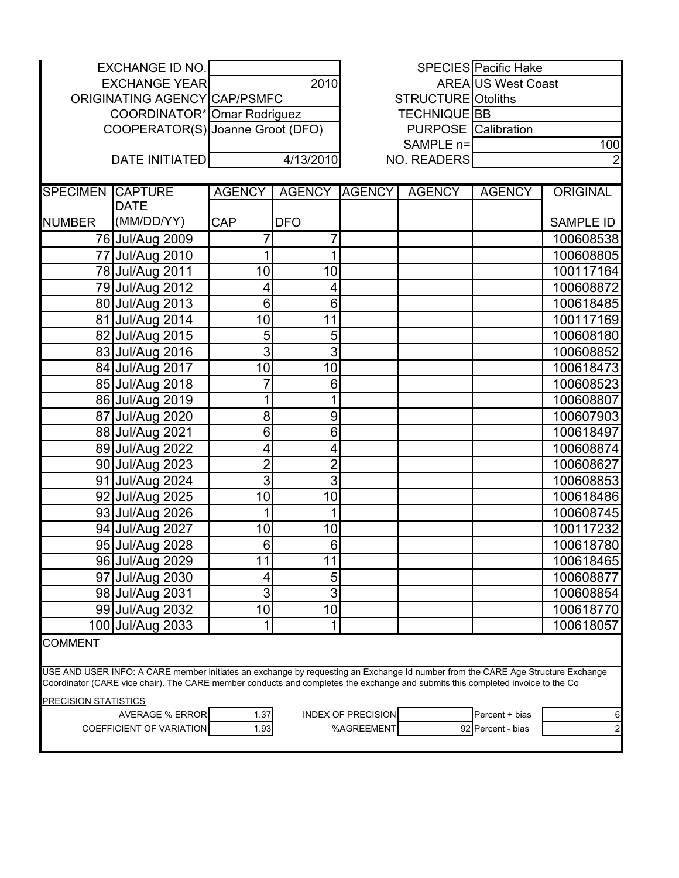| | | | |
|---|---|---|---|
| EXCHANGE ID NO. | | SPECIES | Pacific Hake |
| EXCHANGE YEAR | 2010 | AREA | US West Coast |
| ORIGINATING AGENCY | CAP/PSMFC | STRUCTURE | Otoliths |
| COORDINATOR* | Omar Rodriguez | TECHNIQUE | BB |
| COOPERATOR(S) | Joanne Groot (DFO) | PURPOSE | Calibration |
| | | SAMPLE n= | 100 |
| DATE INITIATED | 4/13/2010 | NO. READERS | 2 |

| SPECIMEN NUMBER | CAPTURE DATE (MM/DD/YY) | AGENCY CAP | AGENCY DFO | AGENCY | AGENCY | AGENCY | ORIGINAL SAMPLE ID |
|---|---|---|---|---|---|---|---|
| 76 | Jul/Aug 2009 | 7 | 7 | | | | 100608538 |
| 77 | Jul/Aug 2010 | 1 | 1 | | | | 100608805 |
| 78 | Jul/Aug 2011 | 10 | 10 | | | | 100117164 |
| 79 | Jul/Aug 2012 | 4 | 4 | | | | 100608872 |
| 80 | Jul/Aug 2013 | 6 | 6 | | | | 100618485 |
| 81 | Jul/Aug 2014 | 10 | 11 | | | | 100117169 |
| 82 | Jul/Aug 2015 | 5 | 5 | | | | 100608180 |
| 83 | Jul/Aug 2016 | 3 | 3 | | | | 100608852 |
| 84 | Jul/Aug 2017 | 10 | 10 | | | | 100618473 |
| 85 | Jul/Aug 2018 | 7 | 6 | | | | 100608523 |
| 86 | Jul/Aug 2019 | 1 | 1 | | | | 100608807 |
| 87 | Jul/Aug 2020 | 8 | 9 | | | | 100607903 |
| 88 | Jul/Aug 2021 | 6 | 6 | | | | 100618497 |
| 89 | Jul/Aug 2022 | 4 | 4 | | | | 100608874 |
| 90 | Jul/Aug 2023 | 2 | 2 | | | | 100608627 |
| 91 | Jul/Aug 2024 | 3 | 3 | | | | 100608853 |
| 92 | Jul/Aug 2025 | 10 | 10 | | | | 100618486 |
| 93 | Jul/Aug 2026 | 1 | 1 | | | | 100608745 |
| 94 | Jul/Aug 2027 | 10 | 10 | | | | 100117232 |
| 95 | Jul/Aug 2028 | 6 | 6 | | | | 100618780 |
| 96 | Jul/Aug 2029 | 11 | 11 | | | | 100618465 |
| 97 | Jul/Aug 2030 | 4 | 5 | | | | 100608877 |
| 98 | Jul/Aug 2031 | 3 | 3 | | | | 100608854 |
| 99 | Jul/Aug 2032 | 10 | 10 | | | | 100618770 |
| 100 | Jul/Aug 2033 | 1 | 1 | | | | 100618057 |

COMMENT

USE AND USER INFO: A CARE member initiates an exchange by requesting an Exchange Id number from the CARE Age Structure Exchange Coordinator (CARE vice chair). The CARE member conducts and completes the exchange and submits this completed invoice to the Co

PRECISION STATISTICS

| | | | | | |
|---|---|---|---|---|---|
| AVERAGE % ERROR | 1.37 | INDEX OF PRECISION | | Percent + bias | 6 |
| COEFFICIENT OF VARIATION | 1.93 | %AGREEMENT | 92 | Percent - bias | 2 |